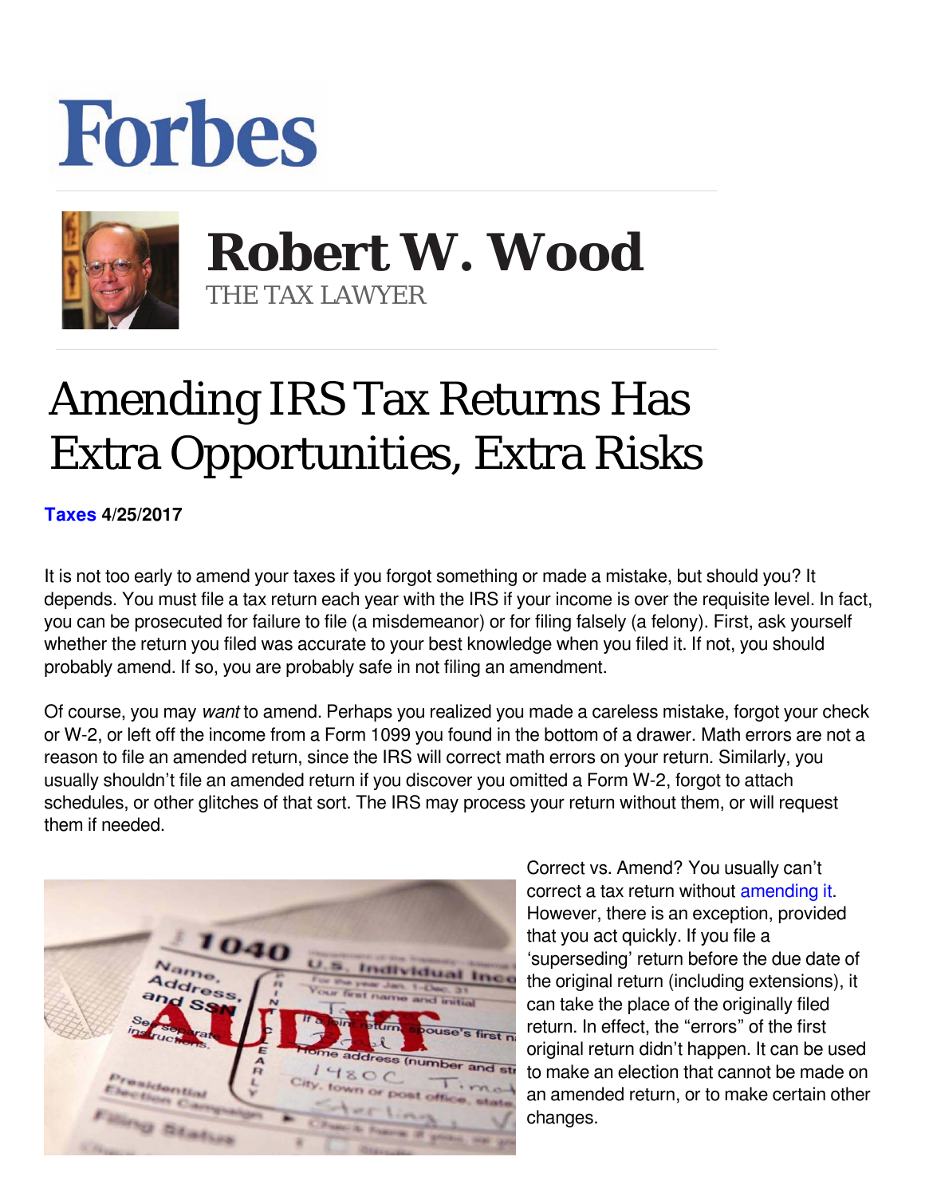# Forbes

## Robert W. Wood

THE TAX LAWYER

# Amending IRS Tax Returns Has Extra Opportunities, Extra Risks

**Taxes 4/25/2017**

It is not too early to amend your taxes if you forgot something or made a mistake, but should you? It depends. You must file a tax return each year with the IRS if your income is over the requisite level. In fact, you can be prosecuted for failure to file (a misdemeanor) or for filing falsely (a felony). First, ask yourself whether the return you filed was accurate to your best knowledge when you filed it. If not, you should probably amend. If so, you are probably safe in not filing an amendment.

Of course, you may *want* to amend. Perhaps you realized you made a careless mistake, forgot your check or W-2, or left off the income from a Form 1099 you found in the bottom of a drawer. Math errors are not a reason to file an amended return, since the IRS will correct math errors on your return. Similarly, you usually shouldn't file an amended return if you discover you omitted a Form W-2, forgot to attach schedules, or other glitches of that sort. The IRS may process your return without them, or will request them if needed.

Correct vs. Amend? You usually can't correct a tax return without amending it. However, there is an exception, provided that you act quickly. If you file a 'superseding' return before the due date of the original return (including extensions), it can take the place of the originally filed return. In effect, the "errors" of the first original return didn't happen. It can be used to make an election that cannot be made on an amended return, or to make certain other changes.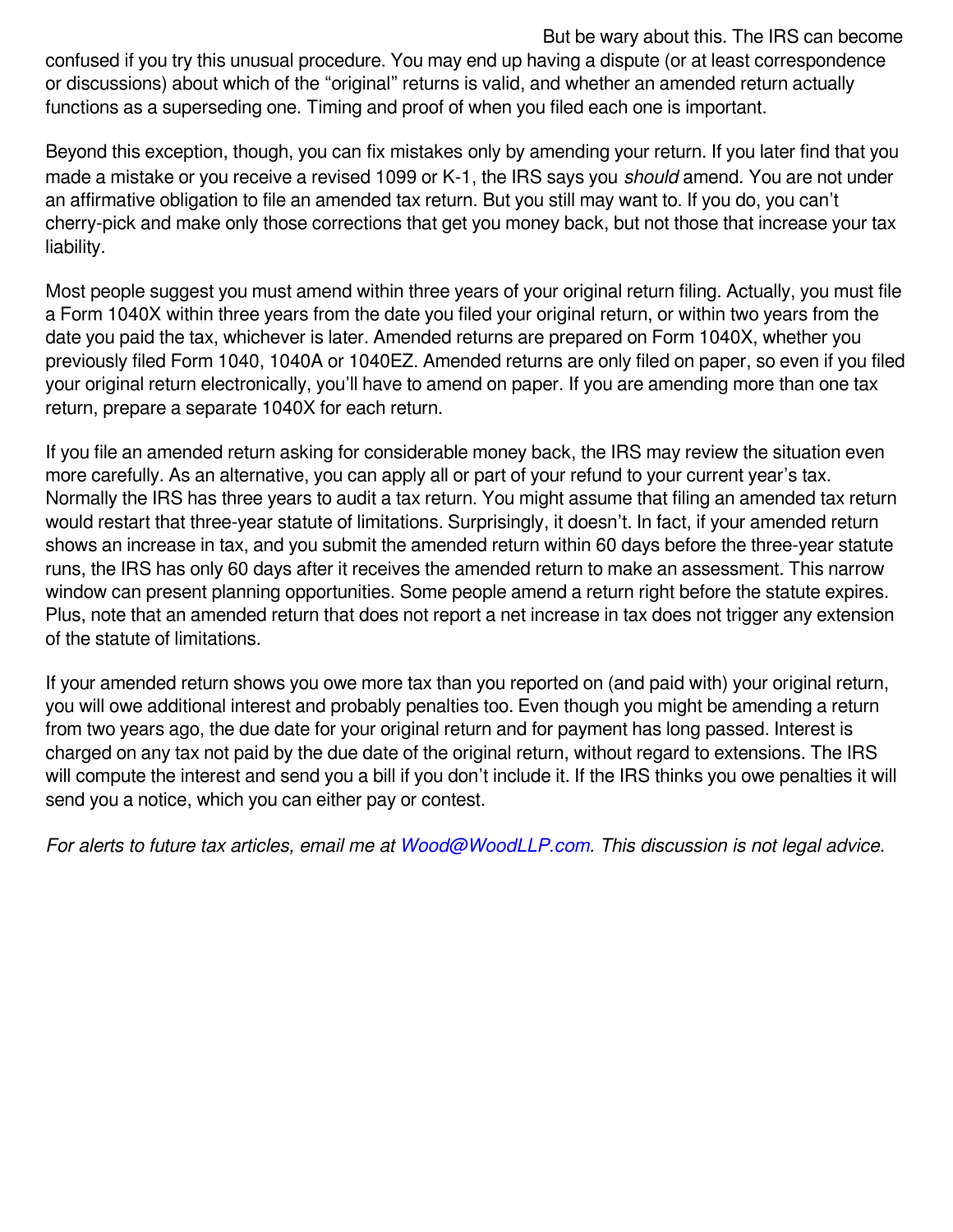But be wary about this. The IRS can become confused if you try this unusual procedure. You may end up having a dispute (or at least correspondence or discussions) about which of the "original" returns is valid, and whether an amended return actually functions as a superseding one. Timing and proof of when you filed each one is important.

Beyond this exception, though, you can fix mistakes only by amending your return. If you later find that you made a mistake or you receive a revised 1099 or K-1, the IRS says you *should* amend. You are not under an affirmative obligation to file an amended tax return. But you still may want to. If you do, you can't cherry-pick and make only those corrections that get you money back, but not those that increase your tax liability.

Most people suggest you must amend within three years of your original return filing. Actually, you must file a Form 1040X within three years from the date you filed your original return, or within two years from the date you paid the tax, whichever is later. Amended returns are prepared on Form 1040X, whether you previously filed Form 1040, 1040A or 1040EZ. Amended returns are only filed on paper, so even if you filed your original return electronically, you'll have to amend on paper. If you are amending more than one tax return, prepare a separate 1040X for each return.

If you file an amended return asking for considerable money back, the IRS may review the situation even more carefully. As an alternative, you can apply all or part of your refund to your current year's tax. Normally the IRS has three years to audit a tax return. You might assume that filing an amended tax return would restart that three-year statute of limitations. Surprisingly, it doesn't. In fact, if your amended return shows an increase in tax, and you submit the amended return within 60 days before the three-year statute runs, the IRS has only 60 days after it receives the amended return to make an assessment. This narrow window can present planning opportunities. Some people amend a return right before the statute expires. Plus, note that an amended return that does not report a net increase in tax does not trigger any extension of the statute of limitations.

If your amended return shows you owe more tax than you reported on (and paid with) your original return, you will owe additional interest and probably penalties too. Even though you might be amending a return from two years ago, the due date for your original return and for payment has long passed. Interest is charged on any tax not paid by the due date of the original return, without regard to extensions. The IRS will compute the interest and send you a bill if you don't include it. If the IRS thinks you owe penalties it will send you a notice, which you can either pay or contest.

*For alerts to future tax articles, email me at Wood@WoodLLP.com. This discussion is not legal advice.*